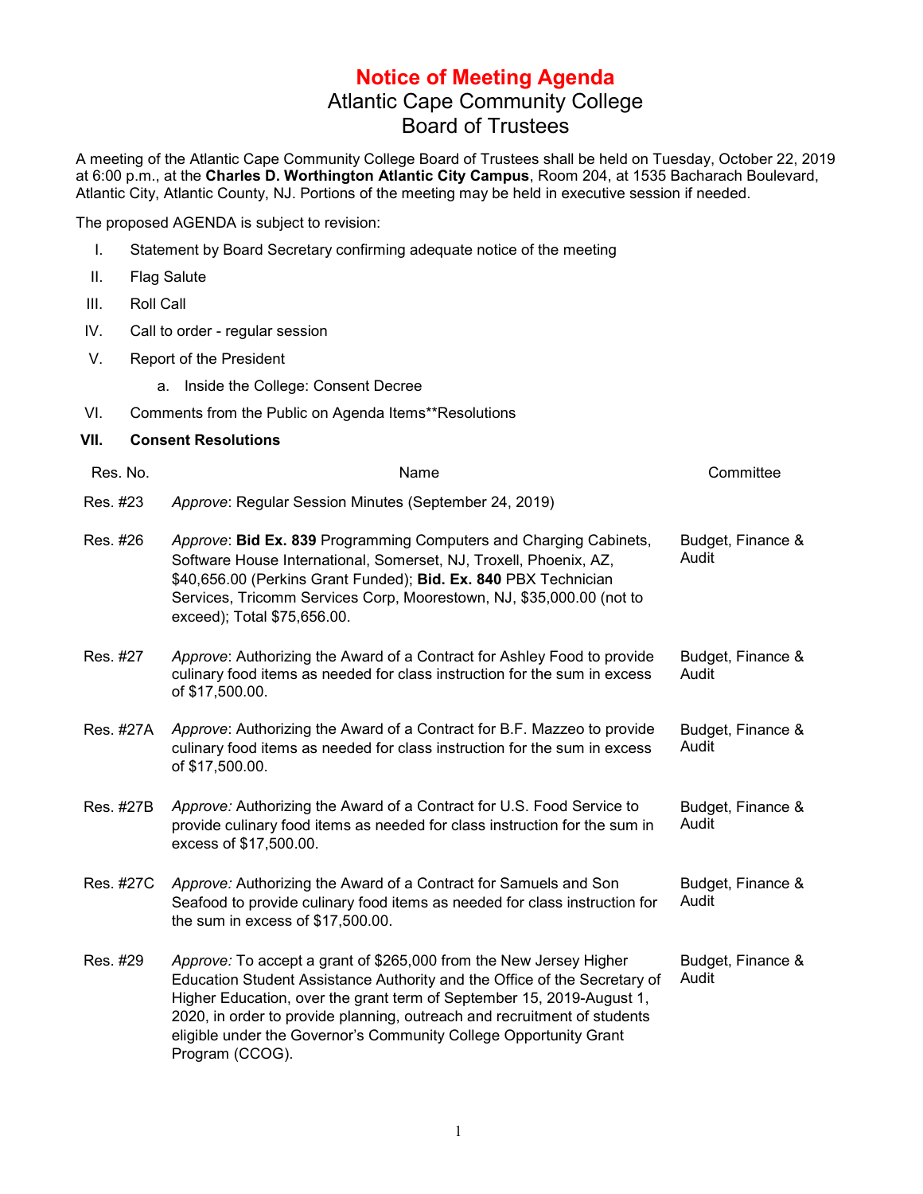# Notice of Meeting Agenda

## Atlantic Cape Community College
## Board of Trustees

A meeting of the Atlantic Cape Community College Board of Trustees shall be held on Tuesday, October 22, 2019 at 6:00 p.m., at the **Charles D. Worthington Atlantic City Campus**, Room 204, at 1535 Bacharach Boulevard, Atlantic City, Atlantic County, NJ. Portions of the meeting may be held in executive session if needed.

The proposed AGENDA is subject to revision:

I. Statement by Board Secretary confirming adequate notice of the meeting

II. Flag Salute

III. Roll Call

IV. Call to order - regular session

V. Report of the President

   a. Inside the College: Consent Decree

VI. Comments from the Public on Agenda Items**Resolutions

**VII. Consent Resolutions**

| Res. No. | Name | Committee |
|---|---|---|
| Res. #23 | *Approve*: Regular Session Minutes (September 24, 2019) | |
| Res. #26 | *Approve*: **Bid Ex. 839** Programming Computers and Charging Cabinets, Software House International, Somerset, NJ, Troxell, Phoenix, AZ, $40,656.00 (Perkins Grant Funded); **Bid. Ex. 840** PBX Technician Services, Tricomm Services Corp, Moorestown, NJ, $35,000.00 (not to exceed); Total $75,656.00. | Budget, Finance & Audit |
| Res. #27 | *Approve*: Authorizing the Award of a Contract for Ashley Food to provide culinary food items as needed for class instruction for the sum in excess of $17,500.00. | Budget, Finance & Audit |
| Res. #27A | *Approve*: Authorizing the Award of a Contract for B.F. Mazzeo to provide culinary food items as needed for class instruction for the sum in excess of $17,500.00. | Budget, Finance & Audit |
| Res. #27B | *Approve:* Authorizing the Award of a Contract for U.S. Food Service to provide culinary food items as needed for class instruction for the sum in excess of $17,500.00. | Budget, Finance & Audit |
| Res. #27C | *Approve:* Authorizing the Award of a Contract for Samuels and Son Seafood to provide culinary food items as needed for class instruction for the sum in excess of $17,500.00. | Budget, Finance & Audit |
| Res. #29 | *Approve:* To accept a grant of $265,000 from the New Jersey Higher Education Student Assistance Authority and the Office of the Secretary of Higher Education, over the grant term of September 15, 2019-August 1, 2020, in order to provide planning, outreach and recruitment of students eligible under the Governor's Community College Opportunity Grant Program (CCOG). | Budget, Finance & Audit |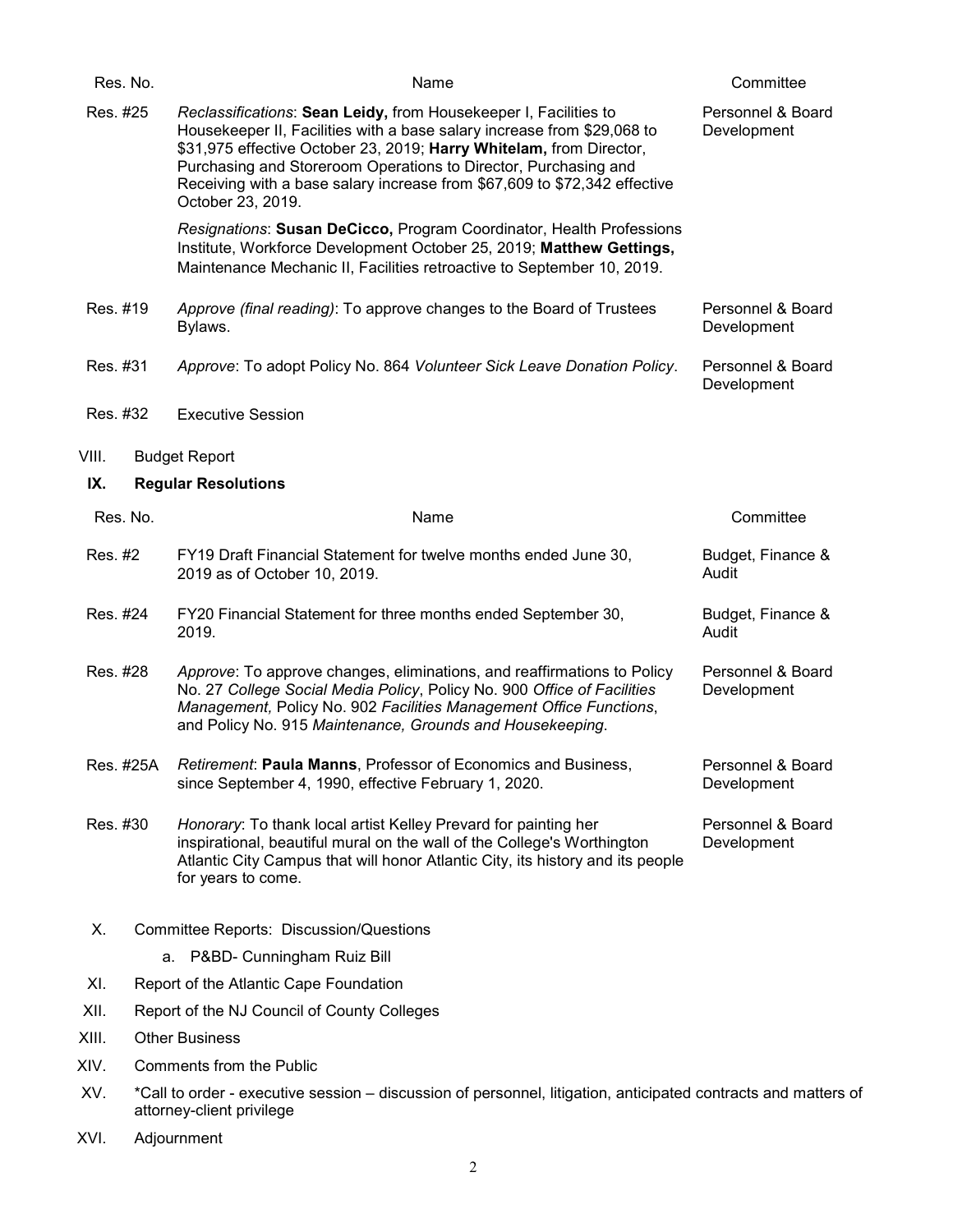| Res. No. | Name | Committee |
|---|---|---|
| Res. #25 | *Reclassifications*: **Sean Leidy,** from Housekeeper I, Facilities to Housekeeper II, Facilities with a base salary increase from $29,068 to $31,975 effective October 23, 2019; **Harry Whitelam,** from Director, Purchasing and Storeroom Operations to Director, Purchasing and Receiving with a base salary increase from $67,609 to $72,342 effective October 23, 2019.<br><br>*Resignations*: **Susan DeCicco,** Program Coordinator, Health Professions Institute, Workforce Development October 25, 2019; **Matthew Gettings,** Maintenance Mechanic II, Facilities retroactive to September 10, 2019. | Personnel & Board Development |
| Res. #19 | *Approve (final reading)*: To approve changes to the Board of Trustees Bylaws. | Personnel & Board Development |
| Res. #31 | *Approve*: To adopt Policy No. 864 *Volunteer Sick Leave Donation Policy*. | Personnel & Board Development |
| Res. #32 | Executive Session | |

VIII. Budget Report

## IX. Regular Resolutions

| Res. No. | Name | Committee |
|---|---|---|
| Res. #2 | FY19 Draft Financial Statement for twelve months ended June 30, 2019 as of October 10, 2019. | Budget, Finance & Audit |
| Res. #24 | FY20 Financial Statement for three months ended September 30, 2019. | Budget, Finance & Audit |
| Res. #28 | *Approve*: To approve changes, eliminations, and reaffirmations to Policy No. 27 *College Social Media Policy*, Policy No. 900 *Office of Facilities Management,* Policy No. 902 *Facilities Management Office Functions*, and Policy No. 915 *Maintenance, Grounds and Housekeeping*. | Personnel & Board Development |
| Res. #25A | *Retirement*: **Paula Manns**, Professor of Economics and Business, since September 4, 1990, effective February 1, 2020. | Personnel & Board Development |
| Res. #30 | *Honorary*: To thank local artist Kelley Prevard for painting her inspirational, beautiful mural on the wall of the College's Worthington Atlantic City Campus that will honor Atlantic City, its history and its people for years to come. | Personnel & Board Development |

X. Committee Reports: Discussion/Questions

   a. P&BD- Cunningham Ruiz Bill

XI. Report of the Atlantic Cape Foundation

XII. Report of the NJ Council of County Colleges

XIII. Other Business

XIV. Comments from the Public

XV. *Call to order - executive session – discussion of personnel, litigation, anticipated contracts and matters of attorney-client privilege

XVI. Adjournment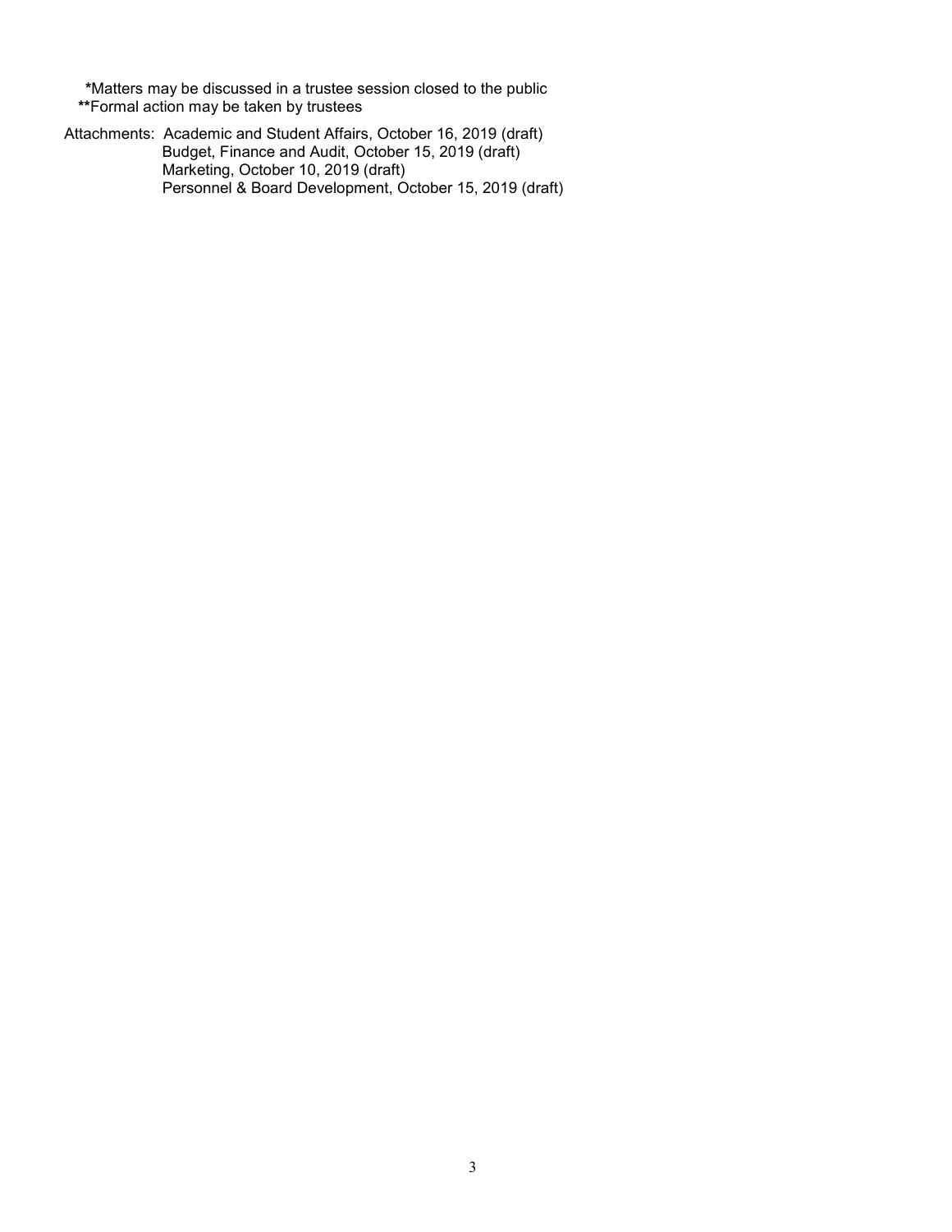*Matters may be discussed in a trustee session closed to the public
**Formal action may be taken by trustees

Attachments: Academic and Student Affairs, October 16, 2019 (draft)
Budget, Finance and Audit, October 15, 2019 (draft)
Marketing, October 10, 2019 (draft)
Personnel & Board Development, October 15, 2019 (draft)